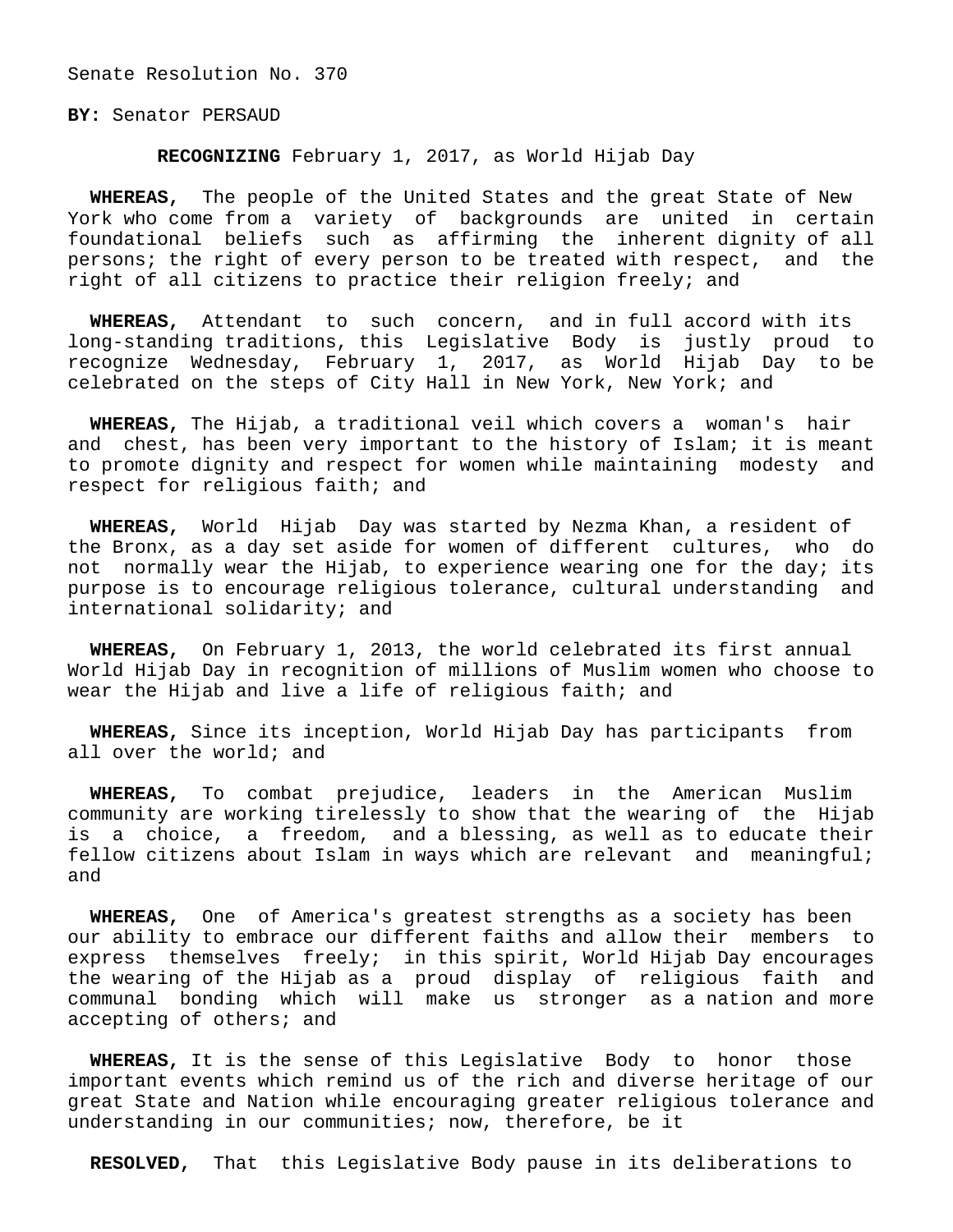Senate Resolution No. 370

**BY:** Senator PERSAUD

**RECOGNIZING** February 1, 2017, as World Hijab Day

**WHEREAS,** The people of the United States and the great State of New York who come from a variety of backgrounds are united in certain foundational beliefs such as affirming the inherent dignity of all persons; the right of every person to be treated with respect, and the right of all citizens to practice their religion freely; and

**WHEREAS,** Attendant to such concern, and in full accord with its long-standing traditions, this Legislative Body is justly proud to recognize Wednesday, February 1, 2017, as World Hijab Day to be celebrated on the steps of City Hall in New York, New York; and

**WHEREAS,** The Hijab, a traditional veil which covers a woman's hair and chest, has been very important to the history of Islam; it is meant to promote dignity and respect for women while maintaining modesty and respect for religious faith; and

**WHEREAS,** World Hijab Day was started by Nezma Khan, a resident of the Bronx, as a day set aside for women of different cultures, who do not normally wear the Hijab, to experience wearing one for the day; its purpose is to encourage religious tolerance, cultural understanding and international solidarity; and

**WHEREAS,** On February 1, 2013, the world celebrated its first annual World Hijab Day in recognition of millions of Muslim women who choose to wear the Hijab and live a life of religious faith; and

**WHEREAS,** Since its inception, World Hijab Day has participants from all over the world; and

**WHEREAS,** To combat prejudice, leaders in the American Muslim community are working tirelessly to show that the wearing of the Hijab is a choice, a freedom, and a blessing, as well as to educate their fellow citizens about Islam in ways which are relevant and meaningful; and

**WHEREAS,** One of America's greatest strengths as a society has been our ability to embrace our different faiths and allow their members to express themselves freely; in this spirit, World Hijab Day encourages the wearing of the Hijab as a proud display of religious faith and communal bonding which will make us stronger as a nation and more accepting of others; and

**WHEREAS,** It is the sense of this Legislative Body to honor those important events which remind us of the rich and diverse heritage of our great State and Nation while encouraging greater religious tolerance and understanding in our communities; now, therefore, be it

**RESOLVED,** That this Legislative Body pause in its deliberations to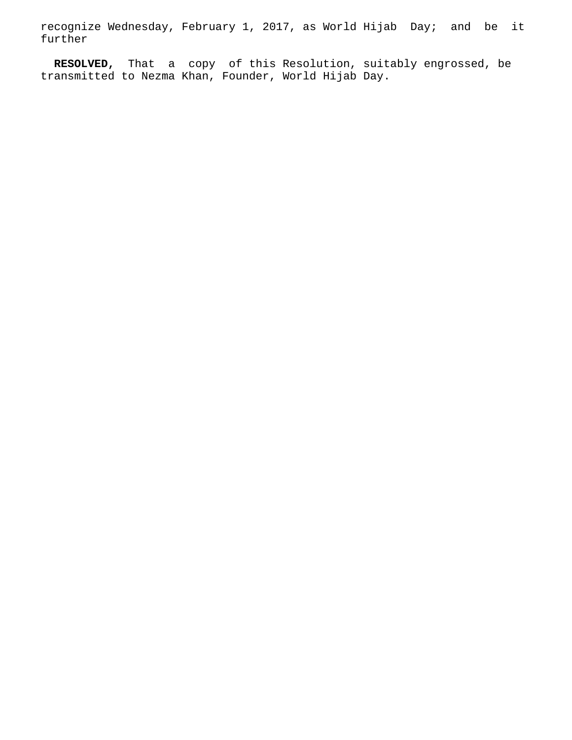recognize Wednesday, February 1, 2017, as World Hijab Day; and be it further

**RESOLVED,** That a copy of this Resolution, suitably engrossed, be transmitted to Nezma Khan, Founder, World Hijab Day.